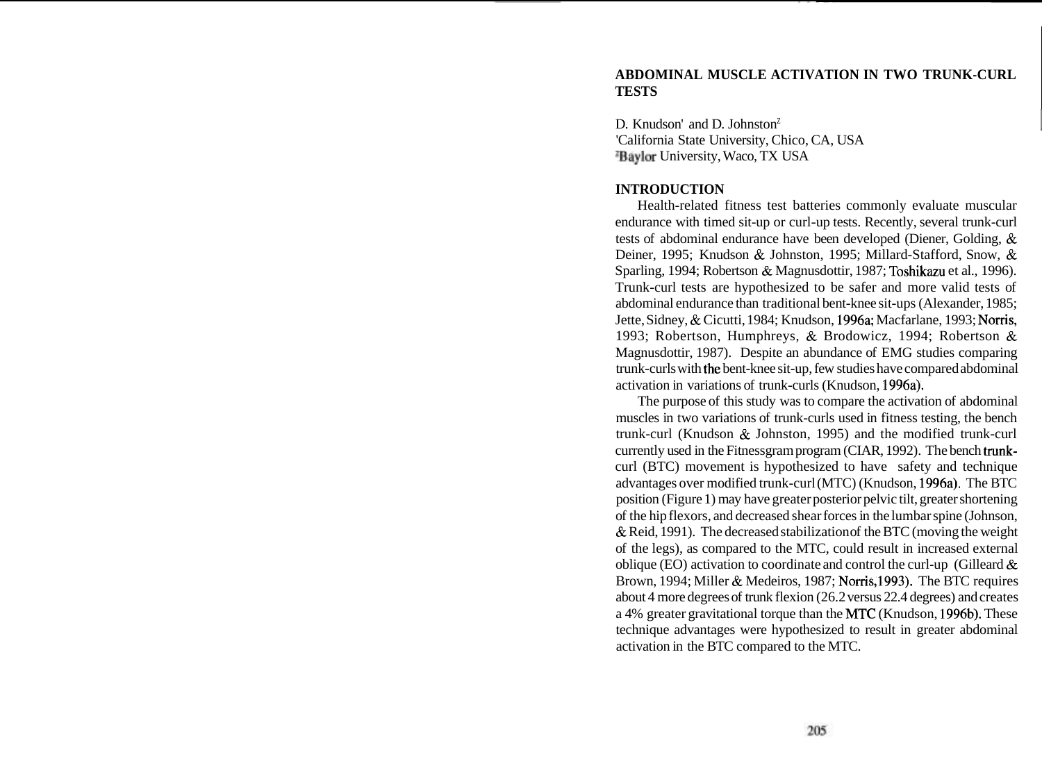# ABDOMINAL MUSCLE ACTIVATION IN TWO TRUNK-CURL TESTS

D. Knudson[1] and D. Johnston[2]
[1]California State University, Chico, CA, USA
[2]Baylor University, Waco, TX USA

## INTRODUCTION

Health-related fitness test batteries commonly evaluate muscular endurance with timed sit-up or curl-up tests. Recently, several trunk-curl tests of abdominal endurance have been developed (Diener, Golding, & Deiner, 1995; Knudson & Johnston, 1995; Millard-Stafford, Snow, & Sparling, 1994; Robertson & Magnusdottir, 1987; Toshikazu et al., 1996). Trunk-curl tests are hypothesized to be safer and more valid tests of abdominal endurance than traditional bent-knee sit-ups (Alexander, 1985; Jette, Sidney, & Cicutti, 1984; Knudson, 1996a; Macfarlane, 1993; Norris, 1993; Robertson, Humphreys, & Brodowicz, 1994; Robertson & Magnusdottir, 1987). Despite an abundance of EMG studies comparing trunk-curls with the bent-knee sit-up, few studies have compared abdominal activation in variations of trunk-curls (Knudson, 1996a).

The purpose of this study was to compare the activation of abdominal muscles in two variations of trunk-curls used in fitness testing, the bench trunk-curl (Knudson & Johnston, 1995) and the modified trunk-curl currently used in the Fitnessgram program (CIAR, 1992). The bench trunk-curl (BTC) movement is hypothesized to have safety and technique advantages over modified trunk-curl (MTC) (Knudson, 1996a). The BTC position (Figure 1) may have greater posterior pelvic tilt, greater shortening of the hip flexors, and decreased shear forces in the lumbar spine (Johnson, & Reid, 1991). The decreased stabilization of the BTC (moving the weight of the legs), as compared to the MTC, could result in increased external oblique (EO) activation to coordinate and control the curl-up (Gilleard & Brown, 1994; Miller & Medeiros, 1987; Norris, 1993). The BTC requires about 4 more degrees of trunk flexion (26.2 versus 22.4 degrees) and creates a 4% greater gravitational torque than the MTC (Knudson, 1996b). These technique advantages were hypothesized to result in greater abdominal activation in the BTC compared to the MTC.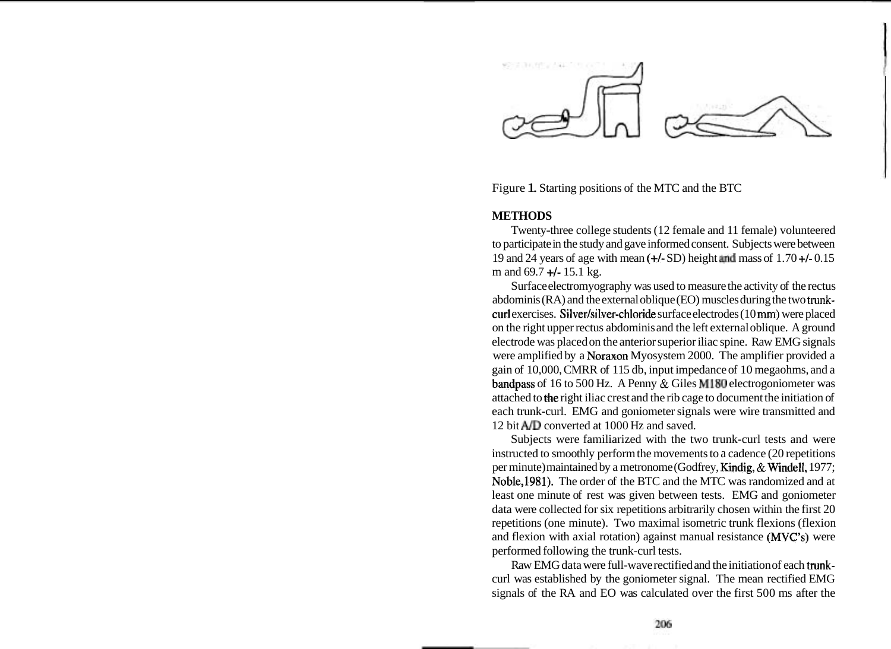Figure 1. Starting positions of the MTC and the BTC

**METHODS**

Twenty-three college students (12 female and 11 female) volunteered to participate in the study and gave informed consent. Subjects were between 19 and 24 years of age with mean (+/- SD) height and mass of 1.70 +/- 0.15 m and 69.7 +/- 15.1 kg.

Surface electromyography was used to measure the activity of the rectus abdominis (RA) and the external oblique (EO) muscles during the two trunk-curl exercises. Silver/silver-chloride surface electrodes (10 mm) were placed on the right upper rectus abdominis and the left external oblique. A ground electrode was placed on the anterior superior iliac spine. Raw EMG signals were amplified by a Noraxon Myosystem 2000. The amplifier provided a gain of 10,000, CMRR of 115 db, input impedance of 10 megaohms, and a bandpass of 16 to 500 Hz. A Penny & Giles M180 electrogoniometer was attached to the right iliac crest and the rib cage to document the initiation of each trunk-curl. EMG and goniometer signals were wire transmitted and 12 bit A/D converted at 1000 Hz and saved.

Subjects were familiarized with the two trunk-curl tests and were instructed to smoothly perform the movements to a cadence (20 repetitions per minute) maintained by a metronome (Godfrey, Kindig, & Windell, 1977; Noble, 1981). The order of the BTC and the MTC was randomized and at least one minute of rest was given between tests. EMG and goniometer data were collected for six repetitions arbitrarily chosen within the first 20 repetitions (one minute). Two maximal isometric trunk flexions (flexion and flexion with axial rotation) against manual resistance (MVC's) were performed following the trunk-curl tests.

Raw EMG data were full-wave rectified and the initiation of each trunk-curl was established by the goniometer signal. The mean rectified EMG signals of the RA and EO was calculated over the first 500 ms after the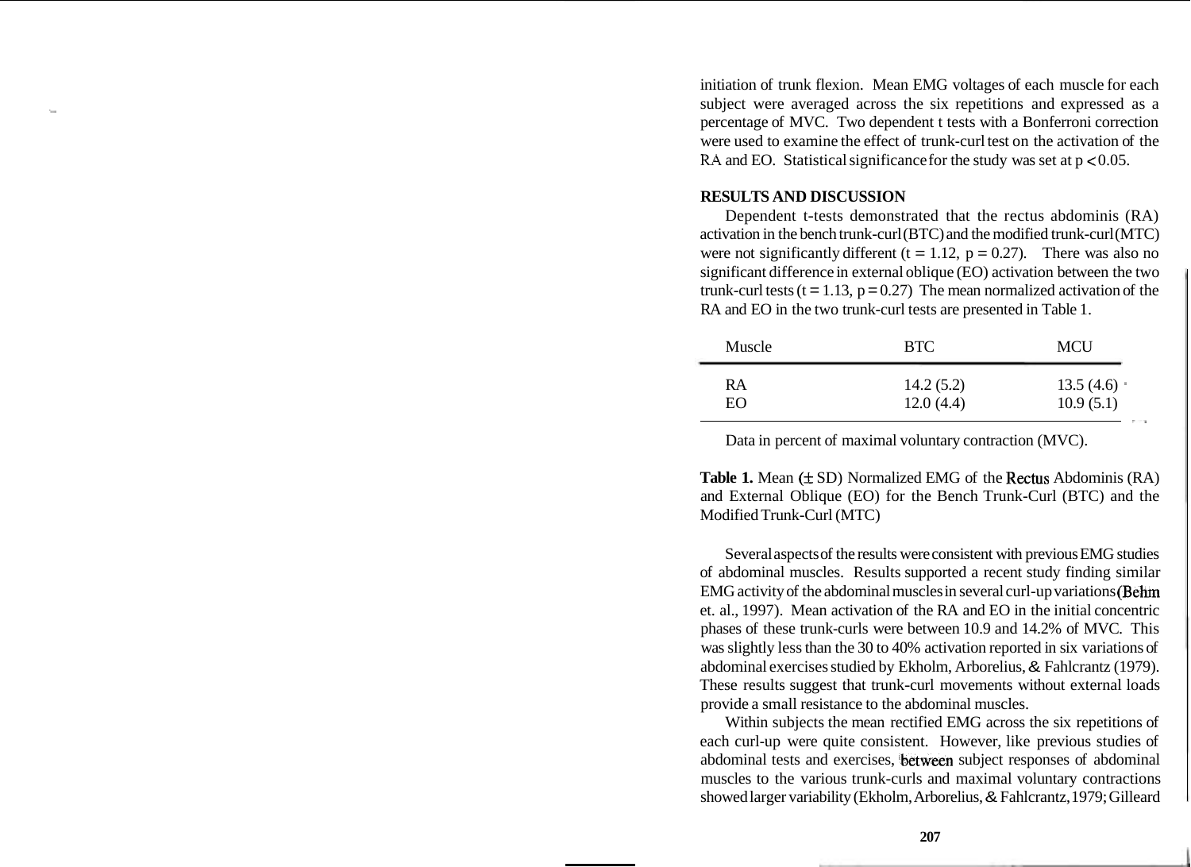initiation of trunk flexion. Mean EMG voltages of each muscle for each subject were averaged across the six repetitions and expressed as a percentage of MVC. Two dependent t tests with a Bonferroni correction were used to examine the effect of trunk-curl test on the activation of the RA and EO. Statistical significance for the study was set at $p < 0.05$.

## RESULTS AND DISCUSSION

Dependent t-tests demonstrated that the rectus abdominis (RA) activation in the bench trunk-curl (BTC) and the modified trunk-curl (MTC) were not significantly different ($t = 1.12$, $p = 0.27$). There was also no significant difference in external oblique (EO) activation between the two trunk-curl tests ($t = 1.13$, $p = 0.27$) The mean normalized activation of the RA and EO in the two trunk-curl tests are presented in Table 1.

| Muscle | BTC | MCU |
|---|---|---|
| RA | 14.2 (5.2) | 13.5 (4.6) |
| EO | 12.0 (4.4) | 10.9 (5.1) |

Data in percent of maximal voluntary contraction (MVC).

**Table 1.** Mean (± SD) Normalized EMG of the Rectus Abdominis (RA) and External Oblique (EO) for the Bench Trunk-Curl (BTC) and the Modified Trunk-Curl (MTC)

Several aspects of the results were consistent with previous EMG studies of abdominal muscles. Results supported a recent study finding similar EMG activity of the abdominal muscles in several curl-up variations (Behm et. al., 1997). Mean activation of the RA and EO in the initial concentric phases of these trunk-curls were between 10.9 and 14.2% of MVC. This was slightly less than the 30 to 40% activation reported in six variations of abdominal exercises studied by Ekholm, Arborelius, & Fahlcrantz (1979). These results suggest that trunk-curl movements without external loads provide a small resistance to the abdominal muscles.

Within subjects the mean rectified EMG across the six repetitions of each curl-up were quite consistent. However, like previous studies of abdominal tests and exercises, between subject responses of abdominal muscles to the various trunk-curls and maximal voluntary contractions showed larger variability (Ekholm, Arborelius, & Fahlcrantz, 1979; Gilleard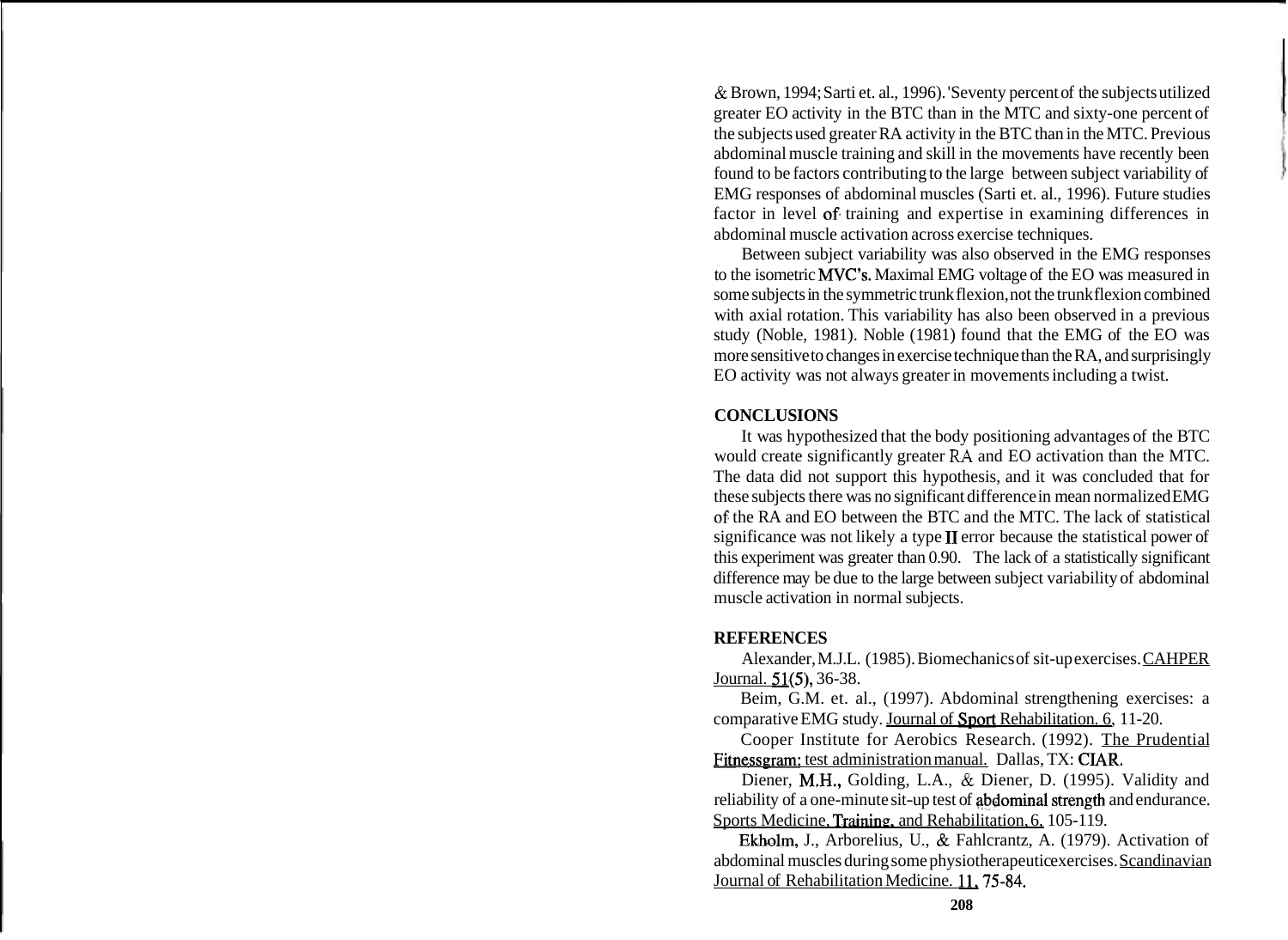& Brown, 1994; Sarti et. al., 1996). 'Seventy percent of the subjects utilized greater EO activity in the BTC than in the MTC and sixty-one percent of the subjects used greater RA activity in the BTC than in the MTC. Previous abdominal muscle training and skill in the movements have recently been found to be factors contributing to the large between subject variability of EMG responses of abdominal muscles (Sarti et. al., 1996). Future studies factor in level of training and expertise in examining differences in abdominal muscle activation across exercise techniques.

Between subject variability was also observed in the EMG responses to the isometric MVC's. Maximal EMG voltage of the EO was measured in some subjects in the symmetric trunk flexion, not the trunk flexion combined with axial rotation. This variability has also been observed in a previous study (Noble, 1981). Noble (1981) found that the EMG of the EO was more sensitive to changes in exercise technique than the RA, and surprisingly EO activity was not always greater in movements including a twist.

## CONCLUSIONS

It was hypothesized that the body positioning advantages of the BTC would create significantly greater RA and EO activation than the MTC. The data did not support this hypothesis, and it was concluded that for these subjects there was no significant difference in mean normalized EMG of the RA and EO between the BTC and the MTC. The lack of statistical significance was not likely a type II error because the statistical power of this experiment was greater than 0.90. The lack of a statistically significant difference may be due to the large between subject variability of abdominal muscle activation in normal subjects.

## REFERENCES

Alexander, M.J.L. (1985). Biomechanics of sit-up exercises. CAHPER Journal. 51(5), 36-38.

Beim, G.M. et. al., (1997). Abdominal strengthening exercises: a comparative EMG study. Journal of Sport Rehabilitation. 6, 11-20.

Cooper Institute for Aerobics Research. (1992). The Prudential Fitnessgram: test administration manual. Dallas, TX: CIAR.

Diener, M.H., Golding, L.A., & Diener, D. (1995). Validity and reliability of a one-minute sit-up test of abdominal strength and endurance. Sports Medicine, Training, and Rehabilitation, 6, 105-119.

Ekholm, J., Arborelius, U., & Fahlcrantz, A. (1979). Activation of abdominal muscles during some physiotherapeutic exercises. Scandinavian Journal of Rehabilitation Medicine. 11, 75-84.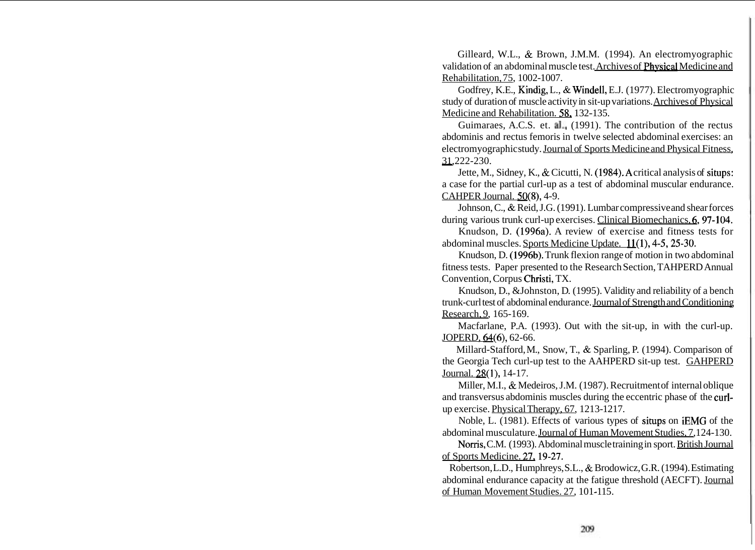Gilleard, W.L., & Brown, J.M.M. (1994). An electromyographic validation of an abdominal muscle test. Archives of Physical Medicine and Rehabilitation, 75, 1002-1007.

Godfrey, K.E., Kindig, L., & Windell, E.J. (1977). Electromyographic study of duration of muscle activity in sit-up variations. Archives of Physical Medicine and Rehabilitation. 58, 132-135.

Guimaraes, A.C.S. et. al., (1991). The contribution of the rectus abdominis and rectus femoris in twelve selected abdominal exercises: an electromyographic study. Journal of Sports Medicine and Physical Fitness, 31, 222-230.

Jette, M., Sidney, K., & Cicutti, N. (1984). A critical analysis of situps: a case for the partial curl-up as a test of abdominal muscular endurance. CAHPER Journal. 50(8), 4-9.

Johnson, C., & Reid, J.G. (1991). Lumbar compressive and shear forces during various trunk curl-up exercises. Clinical Biomechanics, 6, 97-104.

Knudson, D. (1996a). A review of exercise and fitness tests for abdominal muscles. Sports Medicine Update. 11(1), 4-5, 25-30.

Knudson, D. (1996b). Trunk flexion range of motion in two abdominal fitness tests. Paper presented to the Research Section, TAHPERD Annual Convention, Corpus Christi, TX.

Knudson, D., &Johnston, D. (1995). Validity and reliability of a bench trunk-curl test of abdominal endurance. Journal of Strength and Conditioning Research, 9, 165-169.

Macfarlane, P.A. (1993). Out with the sit-up, in with the curl-up. JOPERD, 64(6), 62-66.

Millard-Stafford, M., Snow, T., & Sparling, P. (1994). Comparison of the Georgia Tech curl-up test to the AAHPERD sit-up test. GAHPERD Journal. 28(1), 14-17.

Miller, M.I., & Medeiros, J.M. (1987). Recruitment of internal oblique and transversus abdominis muscles during the eccentric phase of the curl-up exercise. Physical Therapy, 67, 1213-1217.

Noble, L. (1981). Effects of various types of situps on iEMG of the abdominal musculature. Journal of Human Movement Studies, 7, 124-130.

Norris, C.M. (1993). Abdominal muscle training in sport. British Journal of Sports Medicine. 27, 19-27.

Robertson, L.D., Humphreys, S.L., & Brodowicz, G.R. (1994). Estimating abdominal endurance capacity at the fatigue threshold (AECFT). Journal of Human Movement Studies. 27, 101-115.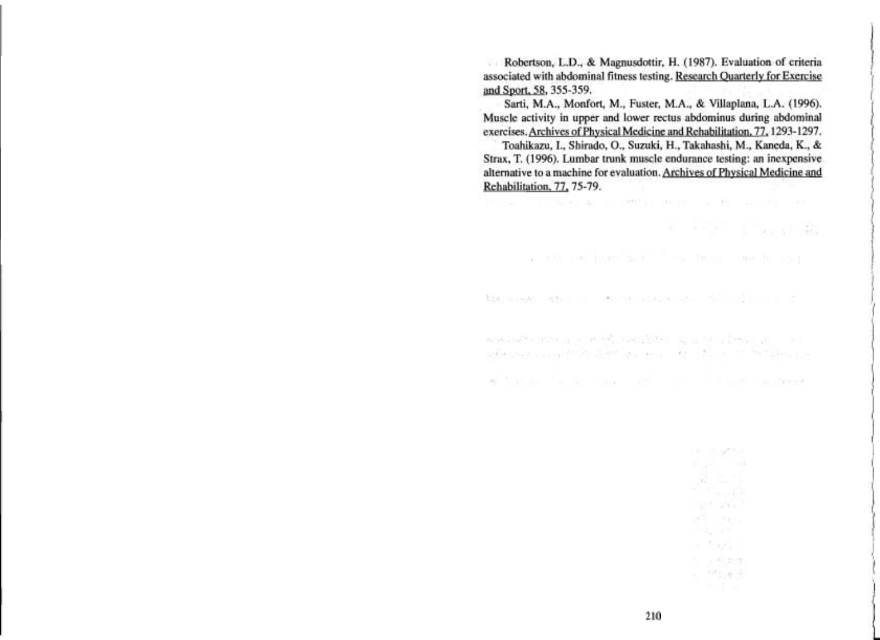Robertson, L.D., & Magnusdottir, H. (1987). Evaluation of criteria associated with abdominal fitness testing. Research Quarterly for Exercise and Sport, 58, 355-359.

Sarti, M.A., Monfort, M., Fuster, M.A., & Villaplana, L.A. (1996). Muscle activity in upper and lower rectus abdominus during abdominal exercises. Archives of Physical Medicine and Rehabilitation, 77, 1293-1297.

Toahikazu, I., Shirado, O., Suzuki, H., Takahashi, M., Kaneda, K., & Strax, T. (1996). Lumbar trunk muscle endurance testing: an inexpensive alternative to a machine for evaluation. Archives of Physical Medicine and Rehabilitation, 77, 75-79.